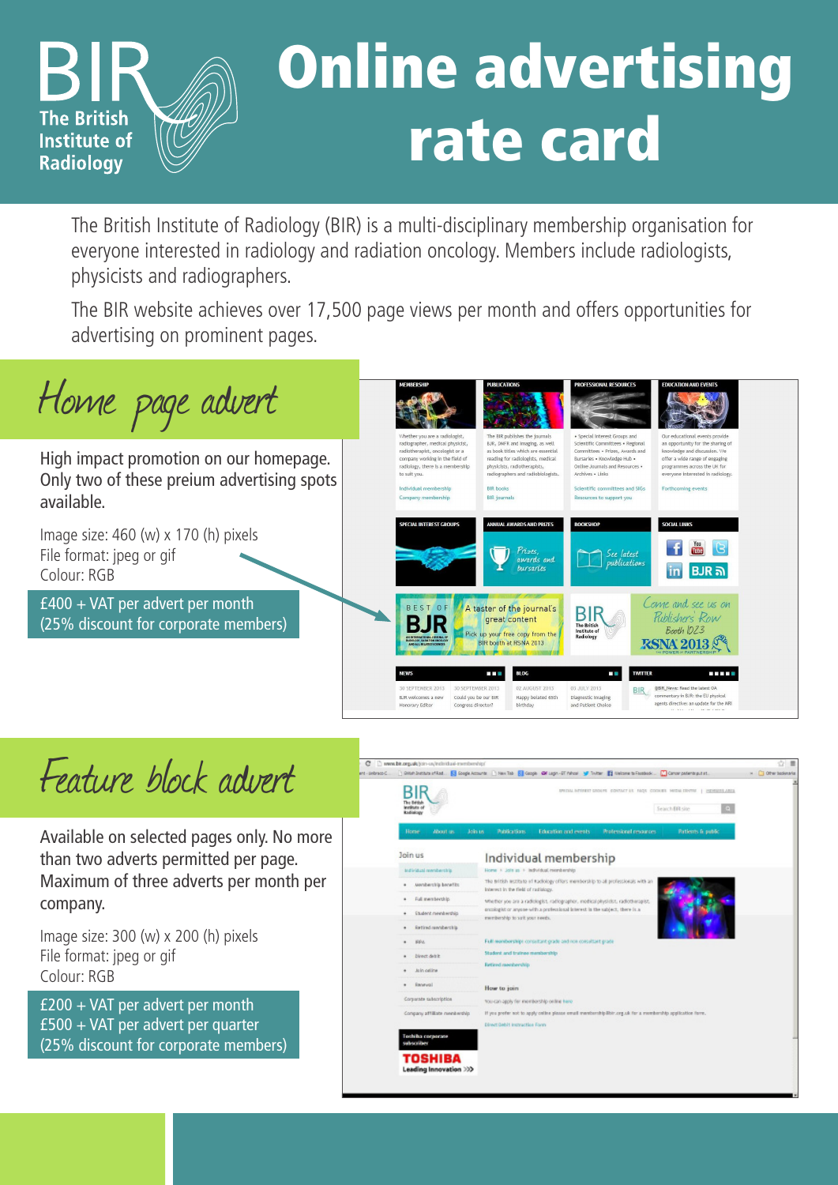# BIR The British Institute of Radiology

# Online advertising rate card

The British Institute of Radiology (BIR) is a multi-disciplinary membership organisation for everyone interested in radiology and radiation oncology. Members include radiologists, physicists and radiographers.

The BIR website achieves over 17,500 page views per month and offers opportunities for advertising on prominent pages.

## Home page advert

High impact promotion on our homepage. Only two of these preium advertising spots available.

Image size: 460 (w) x 170 (h) pixels
File format: jpeg or gif
Colour: RGB

£400 + VAT per advert per month
(25% discount for corporate members)

## Feature block advert

Available on selected pages only. No more than two adverts permitted per page. Maximum of three adverts per month per company.

Image size: 300 (w) x 200 (h) pixels
File format: jpeg or gif
Colour: RGB

£200 + VAT per advert per month
£500 + VAT per advert per quarter
(25% discount for corporate members)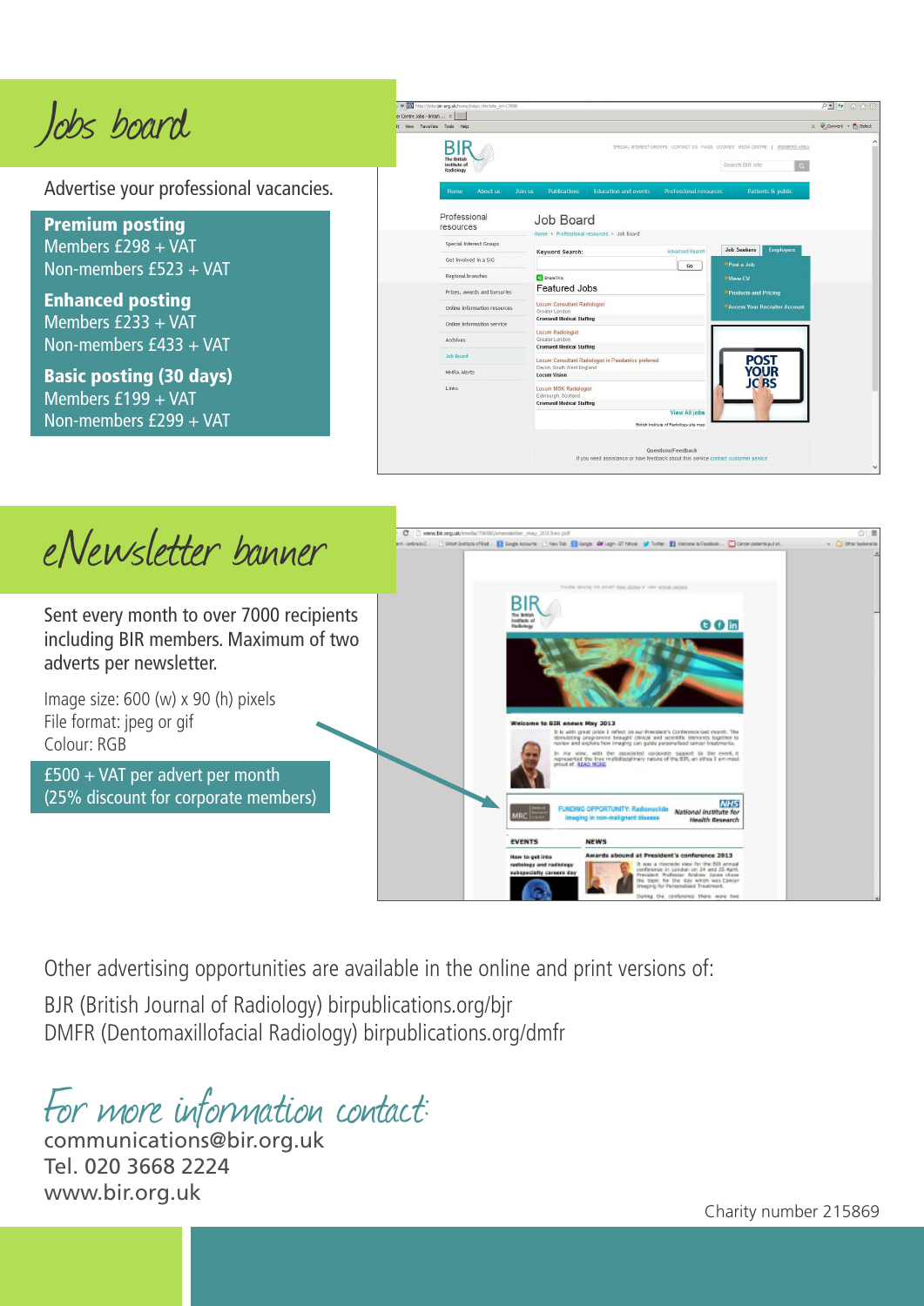## Jobs board

Advertise your professional vacancies.

**Premium posting**
Members £298 + VAT
Non-members £523 + VAT

**Enhanced posting**
Members £233 + VAT
Non-members £433 + VAT

**Basic posting (30 days)**
Members £199 + VAT
Non-members £299 + VAT

## eNewsletter banner

Sent every month to over 7000 recipients including BIR members. Maximum of two adverts per newsletter.

Image size: 600 (w) x 90 (h) pixels
File format: jpeg or gif
Colour: RGB

£500 + VAT per advert per month
(25% discount for corporate members)

Other advertising opportunities are available in the online and print versions of:

BJR (British Journal of Radiology) birpublications.org/bjr
DMFR (Dentomaxillofacial Radiology) birpublications.org/dmfr

## For more information contact:

communications@bir.org.uk
Tel. 020 3668 2224
www.bir.org.uk

Charity number 215869